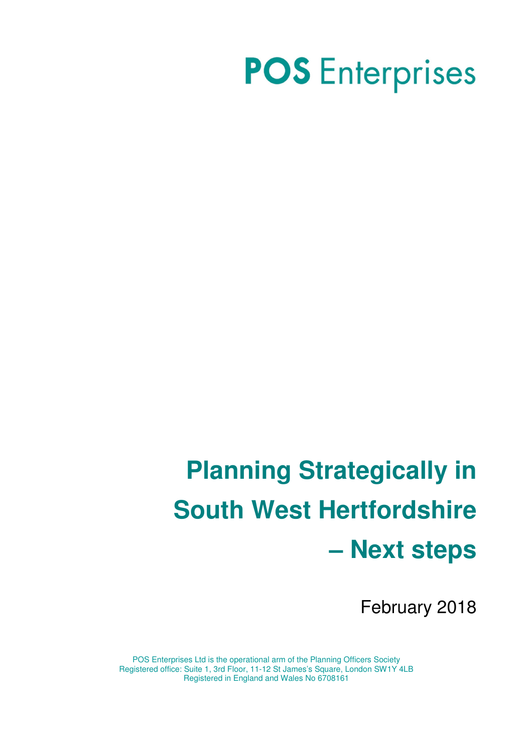**POS Enterprises**

# Planning Strategically in South West Hertfordshire – Next steps

February 2018

POS Enterprises Ltd is the operational arm of the Planning Officers Society
Registered office: Suite 1, 3rd Floor, 11-12 St James's Square, London SW1Y 4LB
Registered in England and Wales No 6708161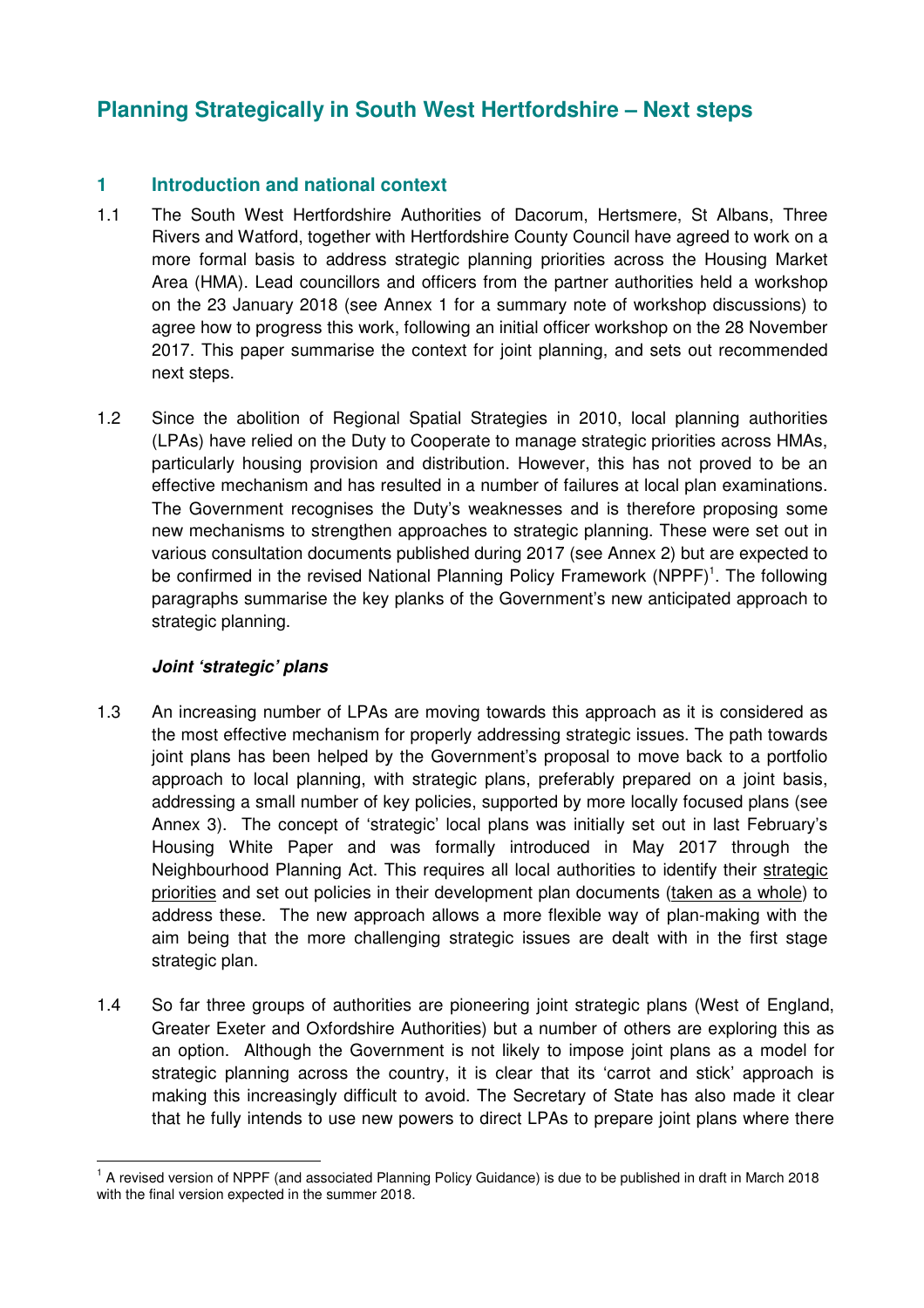## Planning Strategically in South West Hertfordshire – Next steps

### 1 Introduction and national context

1.1 The South West Hertfordshire Authorities of Dacorum, Hertsmere, St Albans, Three Rivers and Watford, together with Hertfordshire County Council have agreed to work on a more formal basis to address strategic planning priorities across the Housing Market Area (HMA). Lead councillors and officers from the partner authorities held a workshop on the 23 January 2018 (see Annex 1 for a summary note of workshop discussions) to agree how to progress this work, following an initial officer workshop on the 28 November 2017. This paper summarise the context for joint planning, and sets out recommended next steps.

1.2 Since the abolition of Regional Spatial Strategies in 2010, local planning authorities (LPAs) have relied on the Duty to Cooperate to manage strategic priorities across HMAs, particularly housing provision and distribution. However, this has not proved to be an effective mechanism and has resulted in a number of failures at local plan examinations. The Government recognises the Duty's weaknesses and is therefore proposing some new mechanisms to strengthen approaches to strategic planning. These were set out in various consultation documents published during 2017 (see Annex 2) but are expected to be confirmed in the revised National Planning Policy Framework (NPPF)[1]. The following paragraphs summarise the key planks of the Government's new anticipated approach to strategic planning.

***Joint 'strategic' plans***

1.3 An increasing number of LPAs are moving towards this approach as it is considered as the most effective mechanism for properly addressing strategic issues. The path towards joint plans has been helped by the Government's proposal to move back to a portfolio approach to local planning, with strategic plans, preferably prepared on a joint basis, addressing a small number of key policies, supported by more locally focused plans (see Annex 3). The concept of 'strategic' local plans was initially set out in last February's Housing White Paper and was formally introduced in May 2017 through the Neighbourhood Planning Act. This requires all local authorities to identify their <u>strategic priorities</u> and set out policies in their development plan documents (<u>taken as a whole</u>) to address these. The new approach allows a more flexible way of plan-making with the aim being that the more challenging strategic issues are dealt with in the first stage strategic plan.

1.4 So far three groups of authorities are pioneering joint strategic plans (West of England, Greater Exeter and Oxfordshire Authorities) but a number of others are exploring this as an option. Although the Government is not likely to impose joint plans as a model for strategic planning across the country, it is clear that its 'carrot and stick' approach is making this increasingly difficult to avoid. The Secretary of State has also made it clear that he fully intends to use new powers to direct LPAs to prepare joint plans where there

[1] A revised version of NPPF (and associated Planning Policy Guidance) is due to be published in draft in March 2018 with the final version expected in the summer 2018.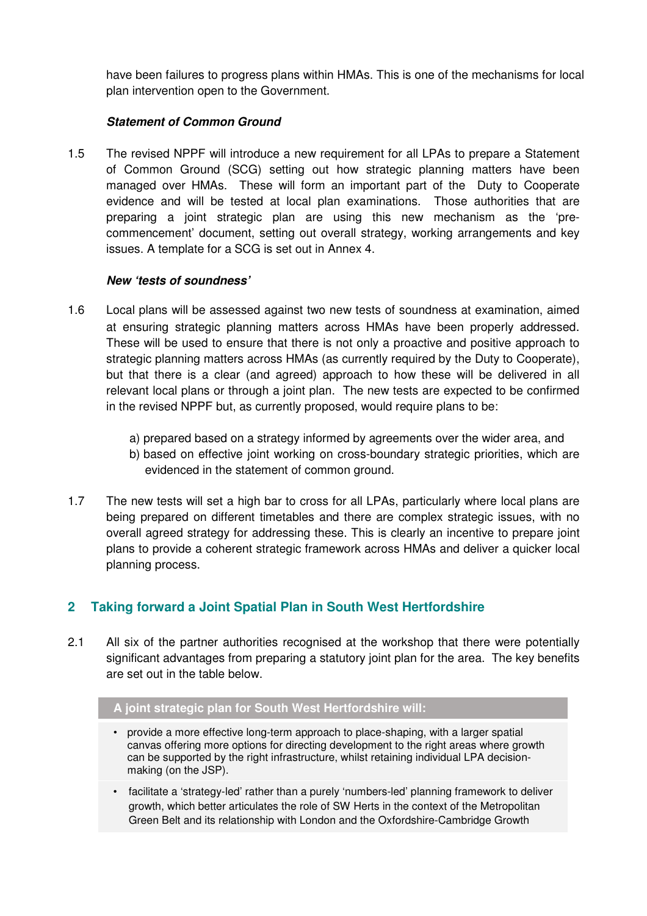have been failures to progress plans within HMAs. This is one of the mechanisms for local plan intervention open to the Government.

***Statement of Common Ground***

1.5 The revised NPPF will introduce a new requirement for all LPAs to prepare a Statement of Common Ground (SCG) setting out how strategic planning matters have been managed over HMAs. These will form an important part of the Duty to Cooperate evidence and will be tested at local plan examinations. Those authorities that are preparing a joint strategic plan are using this new mechanism as the 'pre-commencement' document, setting out overall strategy, working arrangements and key issues. A template for a SCG is set out in Annex 4.

***New 'tests of soundness'***

1.6 Local plans will be assessed against two new tests of soundness at examination, aimed at ensuring strategic planning matters across HMAs have been properly addressed. These will be used to ensure that there is not only a proactive and positive approach to strategic planning matters across HMAs (as currently required by the Duty to Cooperate), but that there is a clear (and agreed) approach to how these will be delivered in all relevant local plans or through a joint plan. The new tests are expected to be confirmed in the revised NPPF but, as currently proposed, would require plans to be:

a) prepared based on a strategy informed by agreements over the wider area, and
b) based on effective joint working on cross-boundary strategic priorities, which are evidenced in the statement of common ground.

1.7 The new tests will set a high bar to cross for all LPAs, particularly where local plans are being prepared on different timetables and there are complex strategic issues, with no overall agreed strategy for addressing these. This is clearly an incentive to prepare joint plans to provide a coherent strategic framework across HMAs and deliver a quicker local planning process.

## 2 Taking forward a Joint Spatial Plan in South West Hertfordshire

2.1 All six of the partner authorities recognised at the workshop that there were potentially significant advantages from preparing a statutory joint plan for the area. The key benefits are set out in the table below.

| A joint strategic plan for South West Hertfordshire will: |
|---|
| • provide a more effective long-term approach to place-shaping, with a larger spatial canvas offering more options for directing development to the right areas where growth can be supported by the right infrastructure, whilst retaining individual LPA decision-making (on the JSP). |
| • facilitate a 'strategy-led' rather than a purely 'numbers-led' planning framework to deliver growth, which better articulates the role of SW Herts in the context of the Metropolitan Green Belt and its relationship with London and the Oxfordshire-Cambridge Growth |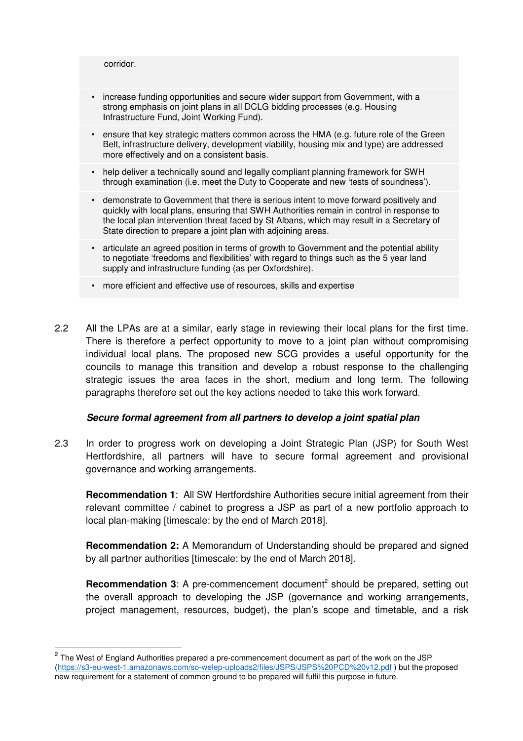corridor.

- increase funding opportunities and secure wider support from Government, with a strong emphasis on joint plans in all DCLG bidding processes (e.g. Housing Infrastructure Fund, Joint Working Fund).
- ensure that key strategic matters common across the HMA (e.g. future role of the Green Belt, infrastructure delivery, development viability, housing mix and type) are addressed more effectively and on a consistent basis.
- help deliver a technically sound and legally compliant planning framework for SWH through examination (i.e. meet the Duty to Cooperate and new 'tests of soundness').
- demonstrate to Government that there is serious intent to move forward positively and quickly with local plans, ensuring that SWH Authorities remain in control in response to the local plan intervention threat faced by St Albans, which may result in a Secretary of State direction to prepare a joint plan with adjoining areas.
- articulate an agreed position in terms of growth to Government and the potential ability to negotiate 'freedoms and flexibilities' with regard to things such as the 5 year land supply and infrastructure funding (as per Oxfordshire).
- more efficient and effective use of resources, skills and expertise

2.2 All the LPAs are at a similar, early stage in reviewing their local plans for the first time. There is therefore a perfect opportunity to move to a joint plan without compromising individual local plans. The proposed new SCG provides a useful opportunity for the councils to manage this transition and develop a robust response to the challenging strategic issues the area faces in the short, medium and long term. The following paragraphs therefore set out the key actions needed to take this work forward.

***Secure formal agreement from all partners to develop a joint spatial plan***

2.3 In order to progress work on developing a Joint Strategic Plan (JSP) for South West Hertfordshire, all partners will have to secure formal agreement and provisional governance and working arrangements.

**Recommendation 1**: All SW Hertfordshire Authorities secure initial agreement from their relevant committee / cabinet to progress a JSP as part of a new portfolio approach to local plan-making [timescale: by the end of March 2018].

**Recommendation 2:** A Memorandum of Understanding should be prepared and signed by all partner authorities [timescale: by the end of March 2018].

**Recommendation 3**: A pre-commencement document[2] should be prepared, setting out the overall approach to developing the JSP (governance and working arrangements, project management, resources, budget), the plan's scope and timetable, and a risk

[2] The West of England Authorities prepared a pre-commencement document as part of the work on the JSP (https://s3-eu-west-1.amazonaws.com/so-welep-uploads2/files/JSPS/JSPS%20PCD%20v12.pdf ) but the proposed new requirement for a statement of common ground to be prepared will fulfil this purpose in future.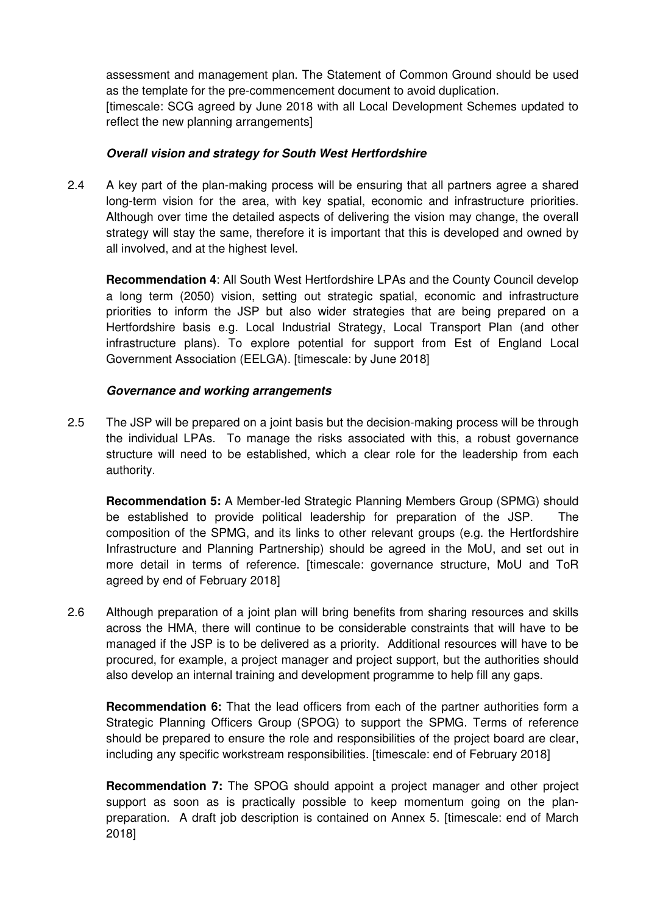assessment and management plan. The Statement of Common Ground should be used as the template for the pre-commencement document to avoid duplication.
[timescale: SCG agreed by June 2018 with all Local Development Schemes updated to reflect the new planning arrangements]

***Overall vision and strategy for South West Hertfordshire***

2.4 A key part of the plan-making process will be ensuring that all partners agree a shared long-term vision for the area, with key spatial, economic and infrastructure priorities. Although over time the detailed aspects of delivering the vision may change, the overall strategy will stay the same, therefore it is important that this is developed and owned by all involved, and at the highest level.

**Recommendation 4**: All South West Hertfordshire LPAs and the County Council develop a long term (2050) vision, setting out strategic spatial, economic and infrastructure priorities to inform the JSP but also wider strategies that are being prepared on a Hertfordshire basis e.g. Local Industrial Strategy, Local Transport Plan (and other infrastructure plans). To explore potential for support from Est of England Local Government Association (EELGA). [timescale: by June 2018]

***Governance and working arrangements***

2.5 The JSP will be prepared on a joint basis but the decision-making process will be through the individual LPAs. To manage the risks associated with this, a robust governance structure will need to be established, which a clear role for the leadership from each authority.

**Recommendation 5:** A Member-led Strategic Planning Members Group (SPMG) should be established to provide political leadership for preparation of the JSP. The composition of the SPMG, and its links to other relevant groups (e.g. the Hertfordshire Infrastructure and Planning Partnership) should be agreed in the MoU, and set out in more detail in terms of reference. [timescale: governance structure, MoU and ToR agreed by end of February 2018]

2.6 Although preparation of a joint plan will bring benefits from sharing resources and skills across the HMA, there will continue to be considerable constraints that will have to be managed if the JSP is to be delivered as a priority. Additional resources will have to be procured, for example, a project manager and project support, but the authorities should also develop an internal training and development programme to help fill any gaps.

**Recommendation 6:** That the lead officers from each of the partner authorities form a Strategic Planning Officers Group (SPOG) to support the SPMG. Terms of reference should be prepared to ensure the role and responsibilities of the project board are clear, including any specific workstream responsibilities. [timescale: end of February 2018]

**Recommendation 7:** The SPOG should appoint a project manager and other project support as soon as is practically possible to keep momentum going on the plan-preparation. A draft job description is contained on Annex 5. [timescale: end of March 2018]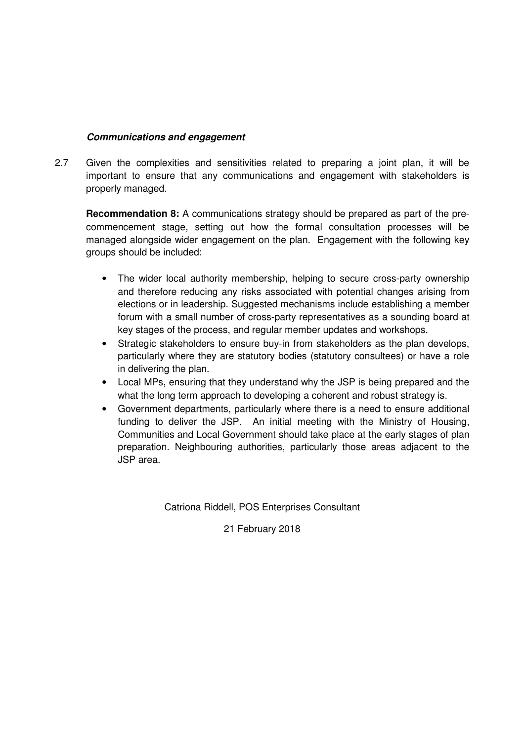***Communications and engagement***

2.7 Given the complexities and sensitivities related to preparing a joint plan, it will be important to ensure that any communications and engagement with stakeholders is properly managed.

**Recommendation 8:** A communications strategy should be prepared as part of the pre-commencement stage, setting out how the formal consultation processes will be managed alongside wider engagement on the plan. Engagement with the following key groups should be included:

- The wider local authority membership, helping to secure cross-party ownership and therefore reducing any risks associated with potential changes arising from elections or in leadership. Suggested mechanisms include establishing a member forum with a small number of cross-party representatives as a sounding board at key stages of the process, and regular member updates and workshops.
- Strategic stakeholders to ensure buy-in from stakeholders as the plan develops, particularly where they are statutory bodies (statutory consultees) or have a role in delivering the plan.
- Local MPs, ensuring that they understand why the JSP is being prepared and the what the long term approach to developing a coherent and robust strategy is.
- Government departments, particularly where there is a need to ensure additional funding to deliver the JSP. An initial meeting with the Ministry of Housing, Communities and Local Government should take place at the early stages of plan preparation. Neighbouring authorities, particularly those areas adjacent to the JSP area.

Catriona Riddell, POS Enterprises Consultant

21 February 2018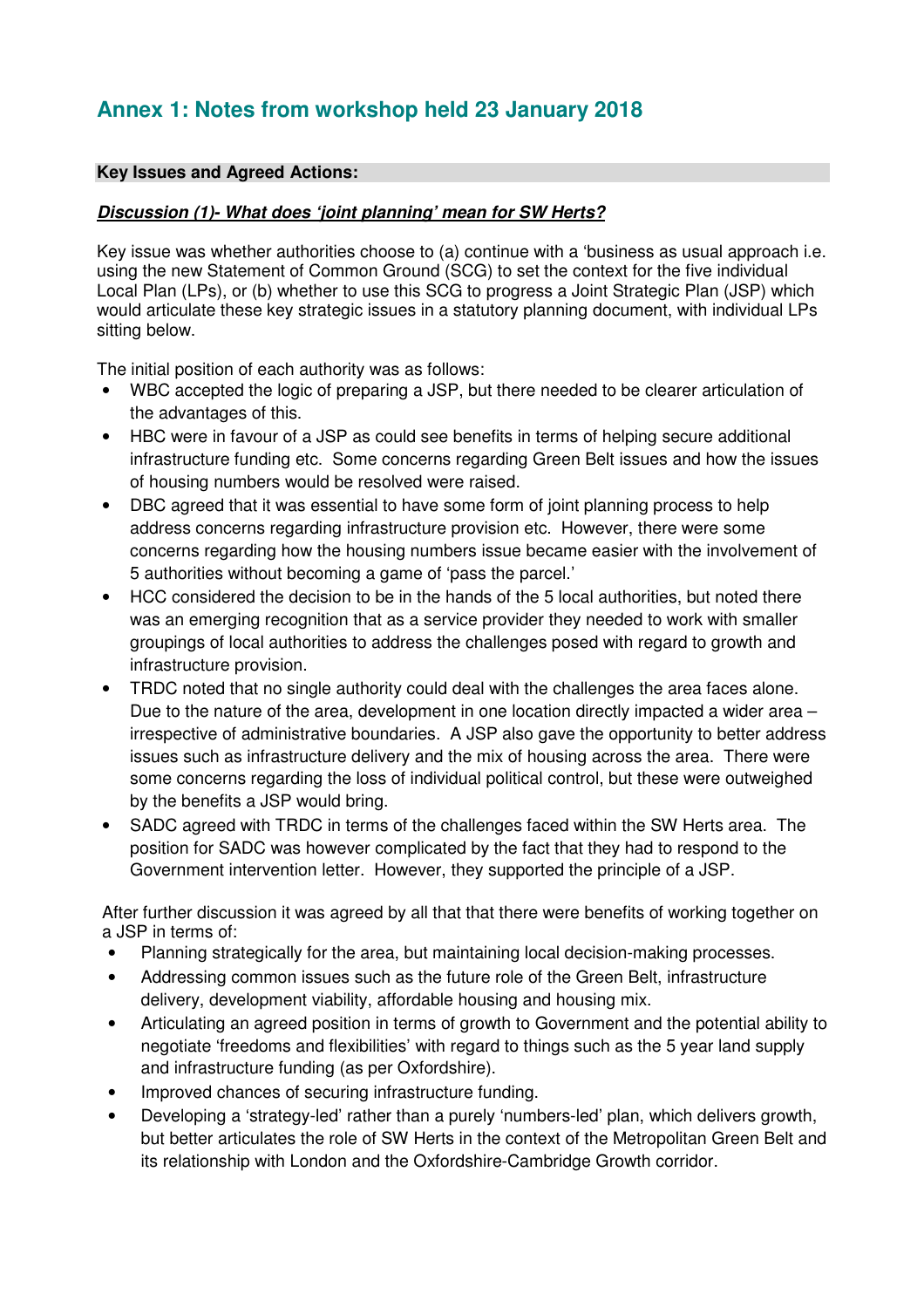## Annex 1: Notes from workshop held 23 January 2018

**Key Issues and Agreed Actions:**

***Discussion (1)- What does 'joint planning' mean for SW Herts?***

Key issue was whether authorities choose to (a) continue with a 'business as usual approach i.e. using the new Statement of Common Ground (SCG) to set the context for the five individual Local Plan (LPs), or (b) whether to use this SCG to progress a Joint Strategic Plan (JSP) which would articulate these key strategic issues in a statutory planning document, with individual LPs sitting below.

The initial position of each authority was as follows:

- WBC accepted the logic of preparing a JSP, but there needed to be clearer articulation of the advantages of this.
- HBC were in favour of a JSP as could see benefits in terms of helping secure additional infrastructure funding etc. Some concerns regarding Green Belt issues and how the issues of housing numbers would be resolved were raised.
- DBC agreed that it was essential to have some form of joint planning process to help address concerns regarding infrastructure provision etc. However, there were some concerns regarding how the housing numbers issue became easier with the involvement of 5 authorities without becoming a game of 'pass the parcel.'
- HCC considered the decision to be in the hands of the 5 local authorities, but noted there was an emerging recognition that as a service provider they needed to work with smaller groupings of local authorities to address the challenges posed with regard to growth and infrastructure provision.
- TRDC noted that no single authority could deal with the challenges the area faces alone. Due to the nature of the area, development in one location directly impacted a wider area – irrespective of administrative boundaries. A JSP also gave the opportunity to better address issues such as infrastructure delivery and the mix of housing across the area. There were some concerns regarding the loss of individual political control, but these were outweighed by the benefits a JSP would bring.
- SADC agreed with TRDC in terms of the challenges faced within the SW Herts area. The position for SADC was however complicated by the fact that they had to respond to the Government intervention letter. However, they supported the principle of a JSP.

After further discussion it was agreed by all that that there were benefits of working together on a JSP in terms of:

- Planning strategically for the area, but maintaining local decision-making processes.
- Addressing common issues such as the future role of the Green Belt, infrastructure delivery, development viability, affordable housing and housing mix.
- Articulating an agreed position in terms of growth to Government and the potential ability to negotiate 'freedoms and flexibilities' with regard to things such as the 5 year land supply and infrastructure funding (as per Oxfordshire).
- Improved chances of securing infrastructure funding.
- Developing a 'strategy-led' rather than a purely 'numbers-led' plan, which delivers growth, but better articulates the role of SW Herts in the context of the Metropolitan Green Belt and its relationship with London and the Oxfordshire-Cambridge Growth corridor.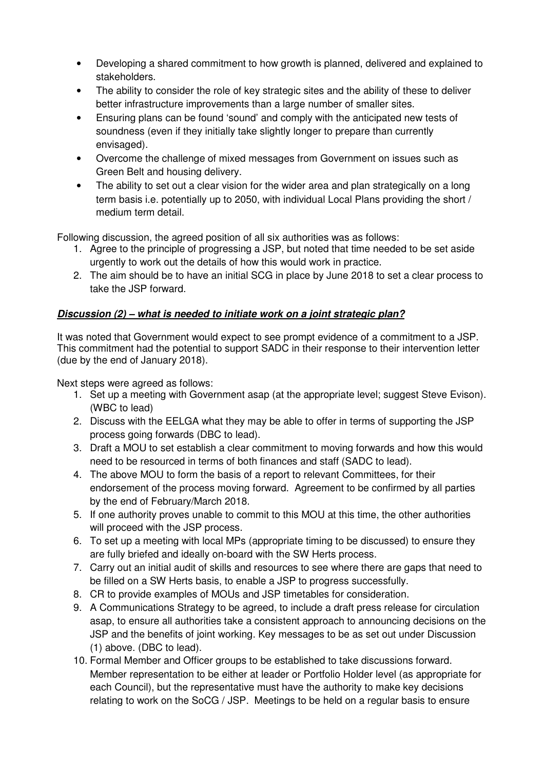- Developing a shared commitment to how growth is planned, delivered and explained to stakeholders.
- The ability to consider the role of key strategic sites and the ability of these to deliver better infrastructure improvements than a large number of smaller sites.
- Ensuring plans can be found 'sound' and comply with the anticipated new tests of soundness (even if they initially take slightly longer to prepare than currently envisaged).
- Overcome the challenge of mixed messages from Government on issues such as Green Belt and housing delivery.
- The ability to set out a clear vision for the wider area and plan strategically on a long term basis i.e. potentially up to 2050, with individual Local Plans providing the short / medium term detail.

Following discussion, the agreed position of all six authorities was as follows:

1. Agree to the principle of progressing a JSP, but noted that time needed to be set aside urgently to work out the details of how this would work in practice.
2. The aim should be to have an initial SCG in place by June 2018 to set a clear process to take the JSP forward.

***<u>Discussion (2) – what is needed to initiate work on a joint strategic plan?</u>***

It was noted that Government would expect to see prompt evidence of a commitment to a JSP. This commitment had the potential to support SADC in their response to their intervention letter (due by the end of January 2018).

Next steps were agreed as follows:

1. Set up a meeting with Government asap (at the appropriate level; suggest Steve Evison). (WBC to lead)
2. Discuss with the EELGA what they may be able to offer in terms of supporting the JSP process going forwards (DBC to lead).
3. Draft a MOU to set establish a clear commitment to moving forwards and how this would need to be resourced in terms of both finances and staff (SADC to lead).
4. The above MOU to form the basis of a report to relevant Committees, for their endorsement of the process moving forward. Agreement to be confirmed by all parties by the end of February/March 2018.
5. If one authority proves unable to commit to this MOU at this time, the other authorities will proceed with the JSP process.
6. To set up a meeting with local MPs (appropriate timing to be discussed) to ensure they are fully briefed and ideally on-board with the SW Herts process.
7. Carry out an initial audit of skills and resources to see where there are gaps that need to be filled on a SW Herts basis, to enable a JSP to progress successfully.
8. CR to provide examples of MOUs and JSP timetables for consideration.
9. A Communications Strategy to be agreed, to include a draft press release for circulation asap, to ensure all authorities take a consistent approach to announcing decisions on the JSP and the benefits of joint working. Key messages to be as set out under Discussion (1) above. (DBC to lead).
10. Formal Member and Officer groups to be established to take discussions forward. Member representation to be either at leader or Portfolio Holder level (as appropriate for each Council), but the representative must have the authority to make key decisions relating to work on the SoCG / JSP. Meetings to be held on a regular basis to ensure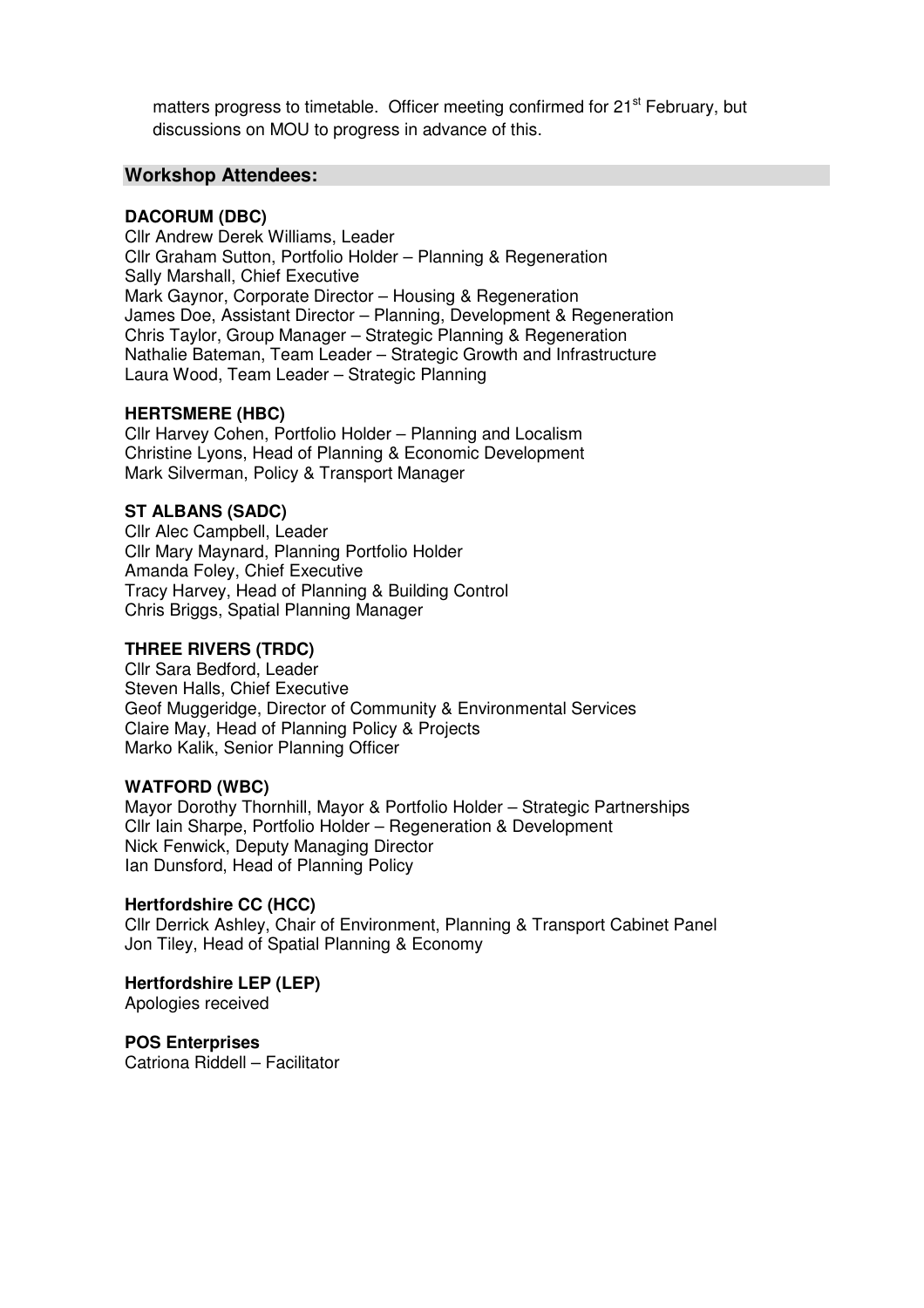matters progress to timetable. Officer meeting confirmed for 21st February, but discussions on MOU to progress in advance of this.

## Workshop Attendees:

**DACORUM (DBC)**
Cllr Andrew Derek Williams, Leader
Cllr Graham Sutton, Portfolio Holder – Planning & Regeneration
Sally Marshall, Chief Executive
Mark Gaynor, Corporate Director – Housing & Regeneration
James Doe, Assistant Director – Planning, Development & Regeneration
Chris Taylor, Group Manager – Strategic Planning & Regeneration
Nathalie Bateman, Team Leader – Strategic Growth and Infrastructure
Laura Wood, Team Leader – Strategic Planning

**HERTSMERE (HBC)**
Cllr Harvey Cohen, Portfolio Holder – Planning and Localism
Christine Lyons, Head of Planning & Economic Development
Mark Silverman, Policy & Transport Manager

**ST ALBANS (SADC)**
Cllr Alec Campbell, Leader
Cllr Mary Maynard, Planning Portfolio Holder
Amanda Foley, Chief Executive
Tracy Harvey, Head of Planning & Building Control
Chris Briggs, Spatial Planning Manager

**THREE RIVERS (TRDC)**
Cllr Sara Bedford, Leader
Steven Halls, Chief Executive
Geof Muggeridge, Director of Community & Environmental Services
Claire May, Head of Planning Policy & Projects
Marko Kalik, Senior Planning Officer

**WATFORD (WBC)**
Mayor Dorothy Thornhill, Mayor & Portfolio Holder – Strategic Partnerships
Cllr Iain Sharpe, Portfolio Holder – Regeneration & Development
Nick Fenwick, Deputy Managing Director
Ian Dunsford, Head of Planning Policy

**Hertfordshire CC (HCC)**
Cllr Derrick Ashley, Chair of Environment, Planning & Transport Cabinet Panel
Jon Tiley, Head of Spatial Planning & Economy

**Hertfordshire LEP (LEP)**
Apologies received

**POS Enterprises**
Catriona Riddell – Facilitator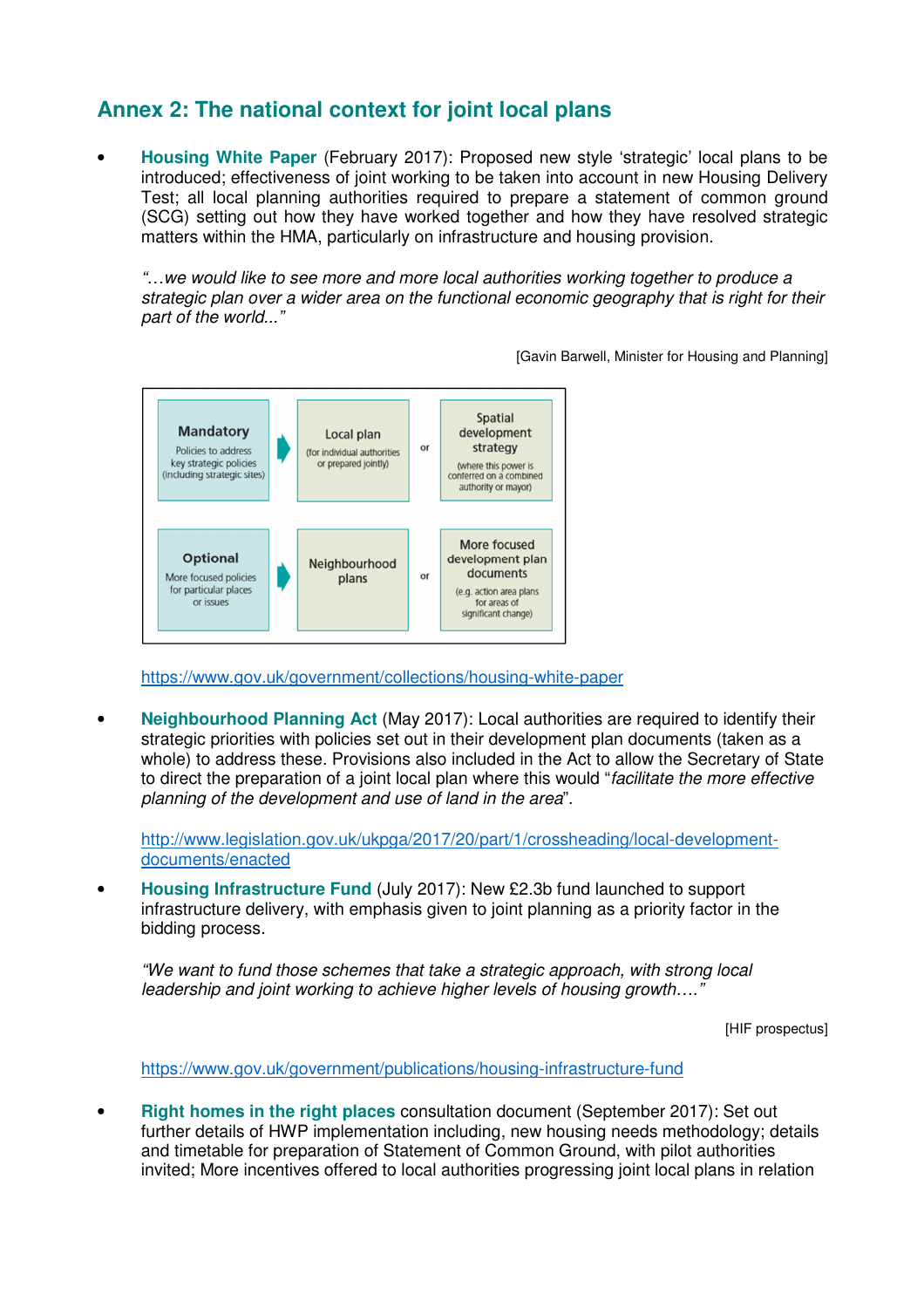## Annex 2: The national context for joint local plans

- **Housing White Paper** (February 2017): Proposed new style 'strategic' local plans to be introduced; effectiveness of joint working to be taken into account in new Housing Delivery Test; all local planning authorities required to prepare a statement of common ground (SCG) setting out how they have worked together and how they have resolved strategic matters within the HMA, particularly on infrastructure and housing provision.

  *"…we would like to see more and more local authorities working together to produce a strategic plan over a wider area on the functional economic geography that is right for their part of the world..."*

  [Gavin Barwell, Minister for Housing and Planning]

  | | | | |
  |---|---|---|---|
  | **Mandatory** Policies to address key strategic policies (including strategic sites) | Local plan (for individual authorities or prepared jointly) | or | Spatial development strategy (where this power is conferred on a combined authority or mayor) |
  | **Optional** More focused policies for particular places or issues | Neighbourhood plans | or | More focused development plan documents (e.g. action area plans for areas of significant change) |

  https://www.gov.uk/government/collections/housing-white-paper

- **Neighbourhood Planning Act** (May 2017): Local authorities are required to identify their strategic priorities with policies set out in their development plan documents (taken as a whole) to address these. Provisions also included in the Act to allow the Secretary of State to direct the preparation of a joint local plan where this would "*facilitate the more effective planning of the development and use of land in the area*".

  http://www.legislation.gov.uk/ukpga/2017/20/part/1/crossheading/local-development-documents/enacted

- **Housing Infrastructure Fund** (July 2017): New £2.3b fund launched to support infrastructure delivery, with emphasis given to joint planning as a priority factor in the bidding process.

  *"We want to fund those schemes that take a strategic approach, with strong local leadership and joint working to achieve higher levels of housing growth…."*

  [HIF prospectus]

  https://www.gov.uk/government/publications/housing-infrastructure-fund

- **Right homes in the right places** consultation document (September 2017): Set out further details of HWP implementation including, new housing needs methodology; details and timetable for preparation of Statement of Common Ground, with pilot authorities invited; More incentives offered to local authorities progressing joint local plans in relation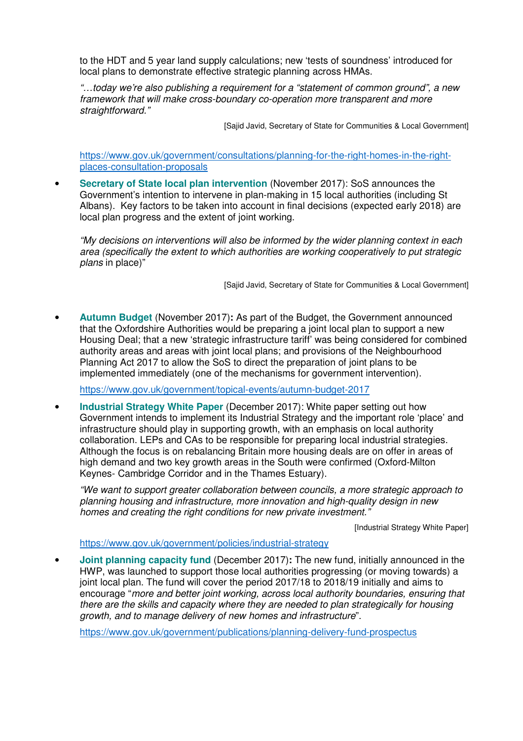to the HDT and 5 year land supply calculations; new 'tests of soundness' introduced for local plans to demonstrate effective strategic planning across HMAs.

*"…today we're also publishing a requirement for a "statement of common ground", a new framework that will make cross-boundary co-operation more transparent and more straightforward."*

[Sajid Javid, Secretary of State for Communities & Local Government]

https://www.gov.uk/government/consultations/planning-for-the-right-homes-in-the-right-places-consultation-proposals

- **Secretary of State local plan intervention** (November 2017): SoS announces the Government's intention to intervene in plan-making in 15 local authorities (including St Albans). Key factors to be taken into account in final decisions (expected early 2018) are local plan progress and the extent of joint working.

  *"My decisions on interventions will also be informed by the wider planning context in each area (specifically the extent to which authorities are working cooperatively to put strategic plans* in place)"

  [Sajid Javid, Secretary of State for Communities & Local Government]

- **Autumn Budget** (November 2017)**:** As part of the Budget, the Government announced that the Oxfordshire Authorities would be preparing a joint local plan to support a new Housing Deal; that a new 'strategic infrastructure tariff' was being considered for combined authority areas and areas with joint local plans; and provisions of the Neighbourhood Planning Act 2017 to allow the SoS to direct the preparation of joint plans to be implemented immediately (one of the mechanisms for government intervention).

  https://www.gov.uk/government/topical-events/autumn-budget-2017

- **Industrial Strategy White Paper** (December 2017): White paper setting out how Government intends to implement its Industrial Strategy and the important role 'place' and infrastructure should play in supporting growth, with an emphasis on local authority collaboration. LEPs and CAs to be responsible for preparing local industrial strategies. Although the focus is on rebalancing Britain more housing deals are on offer in areas of high demand and two key growth areas in the South were confirmed (Oxford-Milton Keynes- Cambridge Corridor and in the Thames Estuary).

  *"We want to support greater collaboration between councils, a more strategic approach to planning housing and infrastructure, more innovation and high-quality design in new homes and creating the right conditions for new private investment."*

  [Industrial Strategy White Paper]

  https://www.gov.uk/government/policies/industrial-strategy

- **Joint planning capacity fund** (December 2017)**:** The new fund, initially announced in the HWP, was launched to support those local authorities progressing (or moving towards) a joint local plan. The fund will cover the period 2017/18 to 2018/19 initially and aims to encourage "*more and better joint working, across local authority boundaries, ensuring that there are the skills and capacity where they are needed to plan strategically for housing growth, and to manage delivery of new homes and infrastructure*".

  https://www.gov.uk/government/publications/planning-delivery-fund-prospectus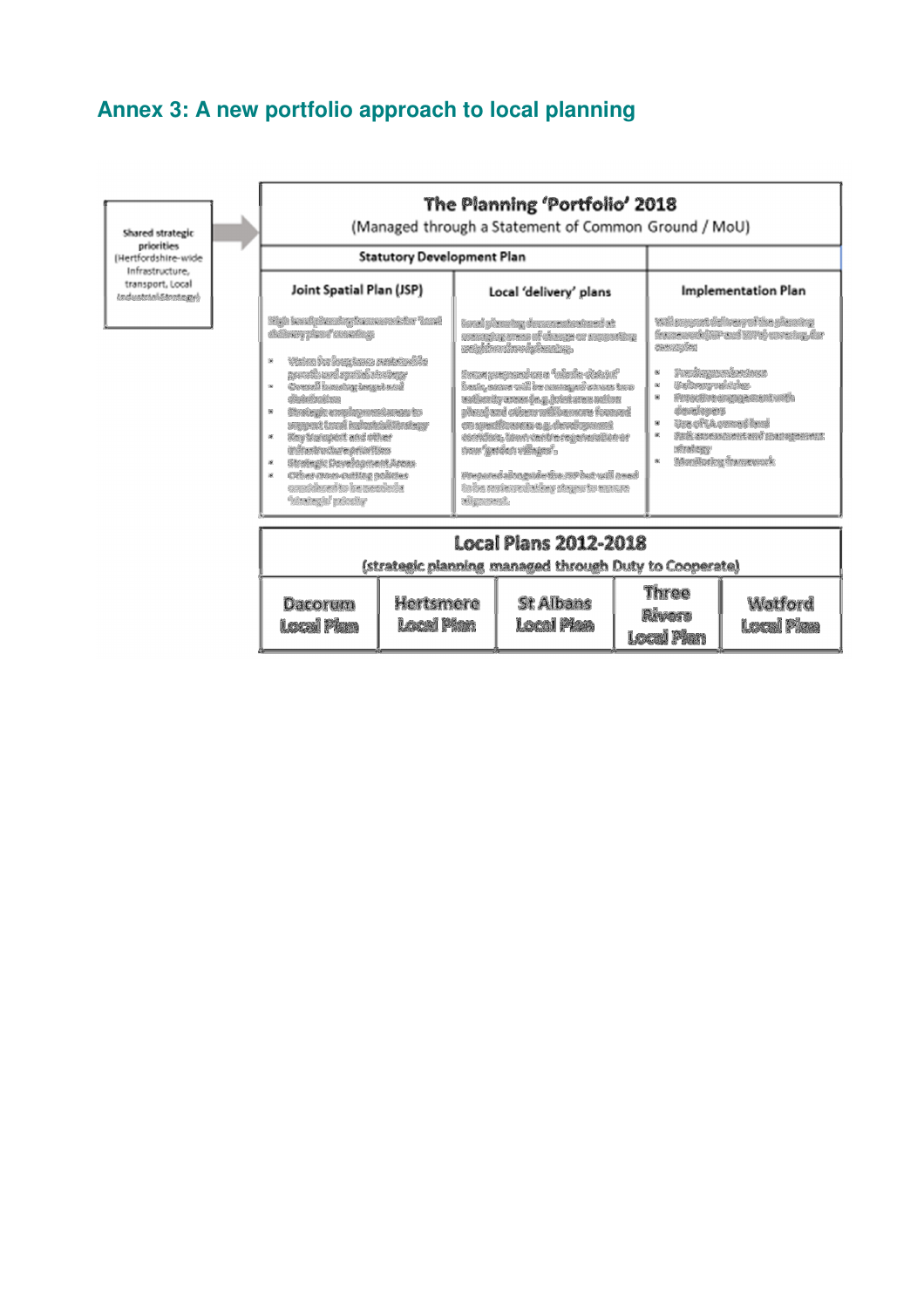# Annex 3: A new portfolio approach to local planning

**Shared strategic priorities** (Hertfordshire-wide Infrastructure, transport, Local Industrial Strategy)

## The Planning 'Portfolio' 2018

(Managed through a Statement of Common Ground / MoU)

| Statutory Development Plan | | |
|---|---|---|
| **Joint Spatial Plan (JSP)** | **Local 'delivery' plans** | **Implementation Plan** |

## Local Plans 2012-2018

(strategic planning managed through Duty to Cooperate)

| Dacorum Local Plan | Hertsmere Local Plan | St Albans Local Plan | Three Rivers Local Plan | Watford Local Plan |
|---|---|---|---|---|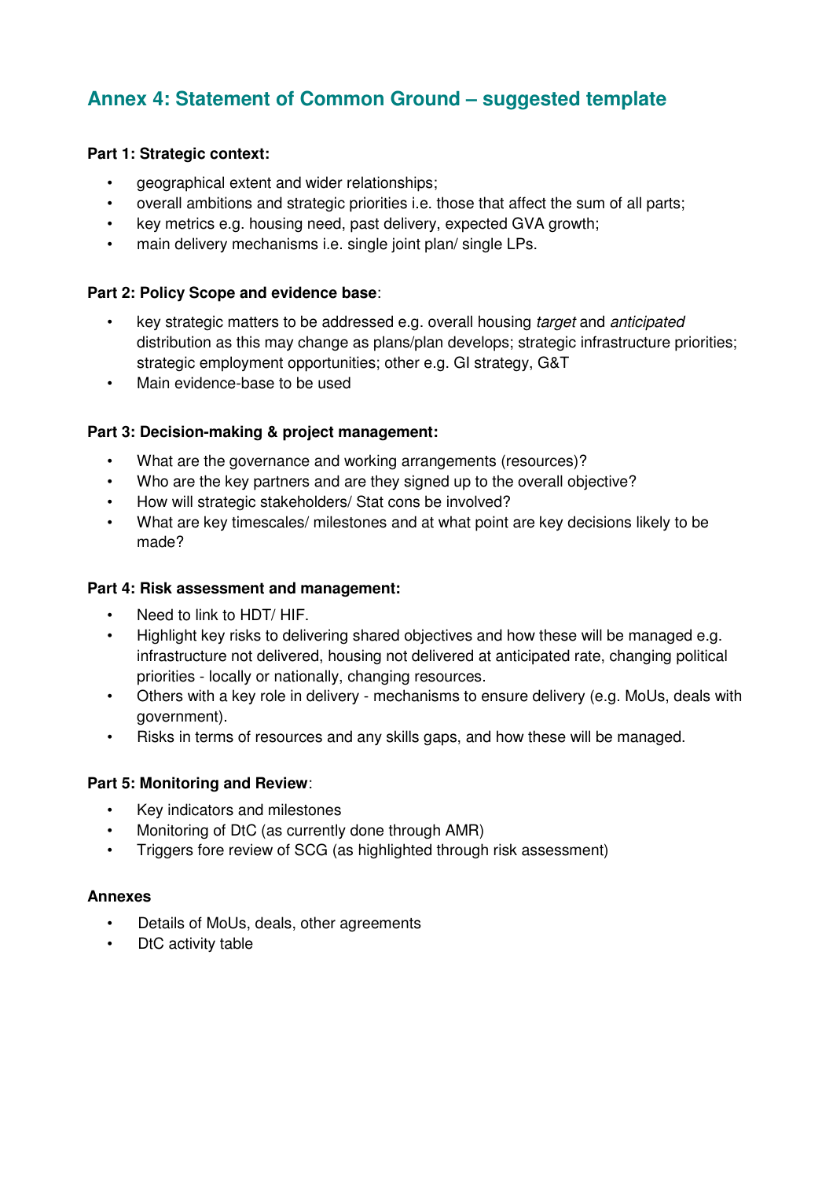## Annex 4: Statement of Common Ground – suggested template

**Part 1: Strategic context:**

- geographical extent and wider relationships;
- overall ambitions and strategic priorities i.e. those that affect the sum of all parts;
- key metrics e.g. housing need, past delivery, expected GVA growth;
- main delivery mechanisms i.e. single joint plan/ single LPs.

**Part 2: Policy Scope and evidence base**:

- key strategic matters to be addressed e.g. overall housing *target* and *anticipated* distribution as this may change as plans/plan develops; strategic infrastructure priorities; strategic employment opportunities; other e.g. GI strategy, G&T
- Main evidence-base to be used

**Part 3: Decision-making & project management:**

- What are the governance and working arrangements (resources)?
- Who are the key partners and are they signed up to the overall objective?
- How will strategic stakeholders/ Stat cons be involved?
- What are key timescales/ milestones and at what point are key decisions likely to be made?

**Part 4: Risk assessment and management:**

- Need to link to HDT/ HIF.
- Highlight key risks to delivering shared objectives and how these will be managed e.g. infrastructure not delivered, housing not delivered at anticipated rate, changing political priorities - locally or nationally, changing resources.
- Others with a key role in delivery - mechanisms to ensure delivery (e.g. MoUs, deals with government).
- Risks in terms of resources and any skills gaps, and how these will be managed.

**Part 5: Monitoring and Review**:

- Key indicators and milestones
- Monitoring of DtC (as currently done through AMR)
- Triggers fore review of SCG (as highlighted through risk assessment)

**Annexes**

- Details of MoUs, deals, other agreements
- DtC activity table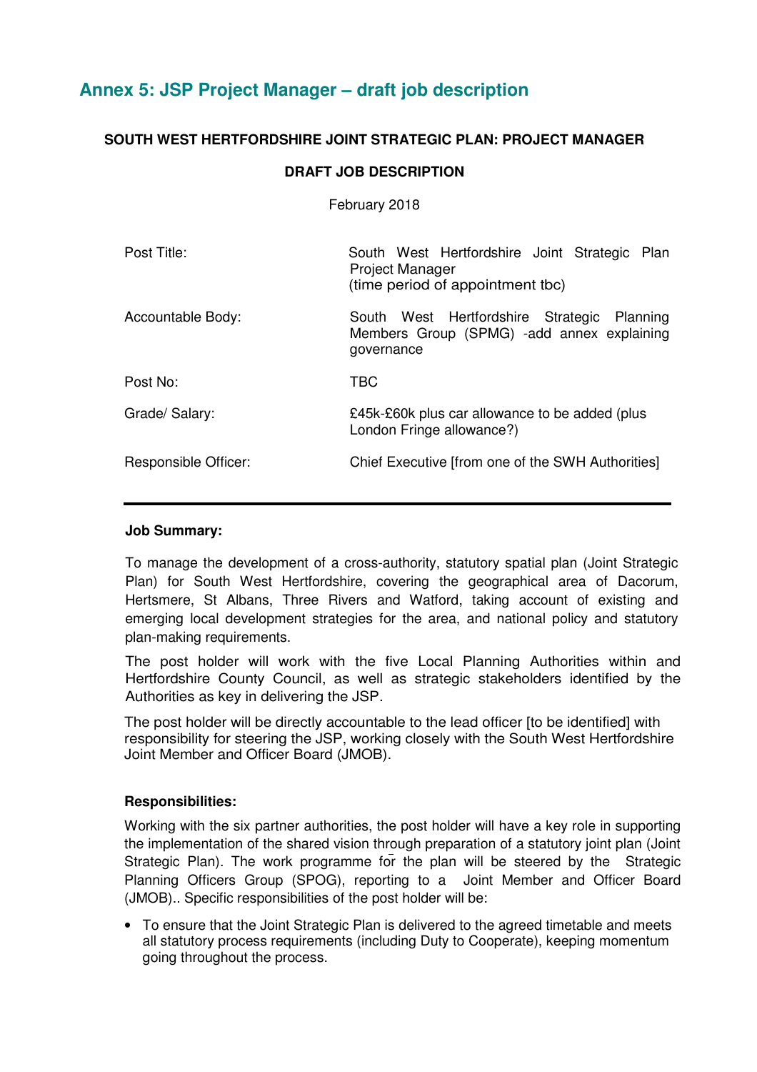## Annex 5: JSP Project Manager – draft job description

**SOUTH WEST HERTFORDSHIRE JOINT STRATEGIC PLAN: PROJECT MANAGER**

**DRAFT JOB DESCRIPTION**

February 2018

| | |
|---|---|
| Post Title: | South West Hertfordshire Joint Strategic Plan Project Manager (time period of appointment tbc) |
| Accountable Body: | South West Hertfordshire Strategic Planning Members Group (SPMG) -add annex explaining governance |
| Post No: | TBC |
| Grade/ Salary: | £45k-£60k plus car allowance to be added (plus London Fringe allowance?) |
| Responsible Officer: | Chief Executive [from one of the SWH Authorities] |

**Job Summary:**

To manage the development of a cross-authority, statutory spatial plan (Joint Strategic Plan) for South West Hertfordshire, covering the geographical area of Dacorum, Hertsmere, St Albans, Three Rivers and Watford, taking account of existing and emerging local development strategies for the area, and national policy and statutory plan-making requirements.

The post holder will work with the five Local Planning Authorities within and Hertfordshire County Council, as well as strategic stakeholders identified by the Authorities as key in delivering the JSP.

The post holder will be directly accountable to the lead officer [to be identified] with responsibility for steering the JSP, working closely with the South West Hertfordshire Joint Member and Officer Board (JMOB).

**Responsibilities:**

Working with the six partner authorities, the post holder will have a key role in supporting the implementation of the shared vision through preparation of a statutory joint plan (Joint Strategic Plan). The work programme for the plan will be steered by the Strategic Planning Officers Group (SPOG), reporting to a Joint Member and Officer Board (JMOB).. Specific responsibilities of the post holder will be:

- To ensure that the Joint Strategic Plan is delivered to the agreed timetable and meets all statutory process requirements (including Duty to Cooperate), keeping momentum going throughout the process.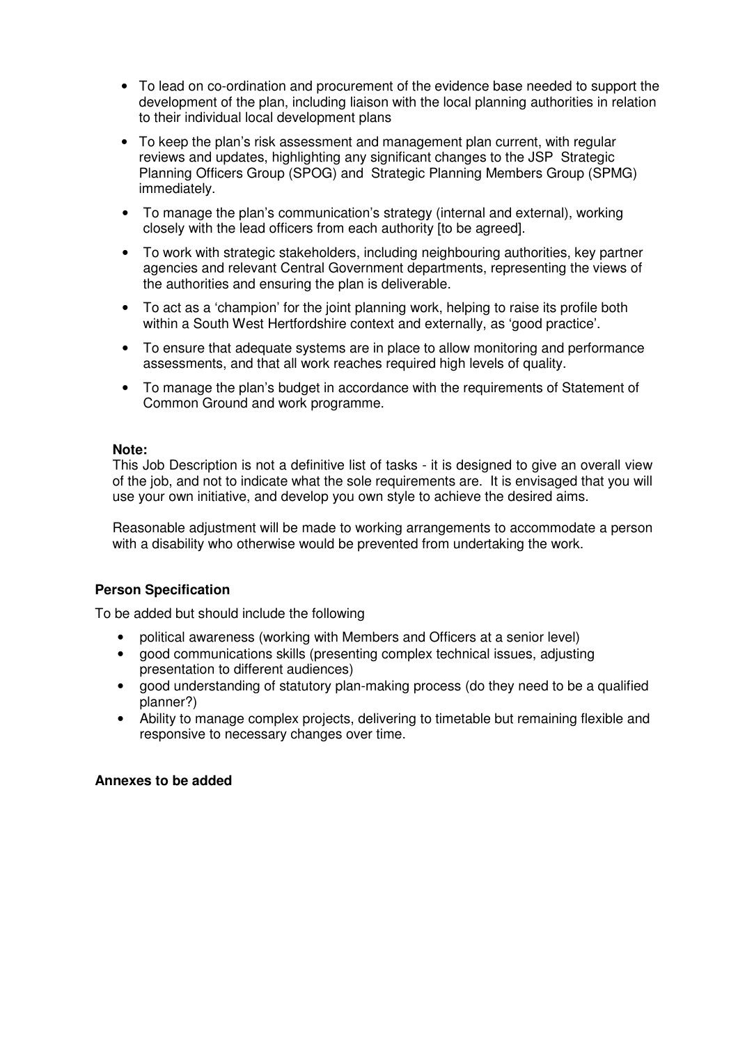- To lead on co-ordination and procurement of the evidence base needed to support the development of the plan, including liaison with the local planning authorities in relation to their individual local development plans
- To keep the plan's risk assessment and management plan current, with regular reviews and updates, highlighting any significant changes to the JSP Strategic Planning Officers Group (SPOG) and Strategic Planning Members Group (SPMG) immediately.
- To manage the plan's communication's strategy (internal and external), working closely with the lead officers from each authority [to be agreed].
- To work with strategic stakeholders, including neighbouring authorities, key partner agencies and relevant Central Government departments, representing the views of the authorities and ensuring the plan is deliverable.
- To act as a 'champion' for the joint planning work, helping to raise its profile both within a South West Hertfordshire context and externally, as 'good practice'.
- To ensure that adequate systems are in place to allow monitoring and performance assessments, and that all work reaches required high levels of quality.
- To manage the plan's budget in accordance with the requirements of Statement of Common Ground and work programme.

**Note:**
This Job Description is not a definitive list of tasks - it is designed to give an overall view of the job, and not to indicate what the sole requirements are. It is envisaged that you will use your own initiative, and develop you own style to achieve the desired aims.

Reasonable adjustment will be made to working arrangements to accommodate a person with a disability who otherwise would be prevented from undertaking the work.

**Person Specification**

To be added but should include the following

- political awareness (working with Members and Officers at a senior level)
- good communications skills (presenting complex technical issues, adjusting presentation to different audiences)
- good understanding of statutory plan-making process (do they need to be a qualified planner?)
- Ability to manage complex projects, delivering to timetable but remaining flexible and responsive to necessary changes over time.

**Annexes to be added**